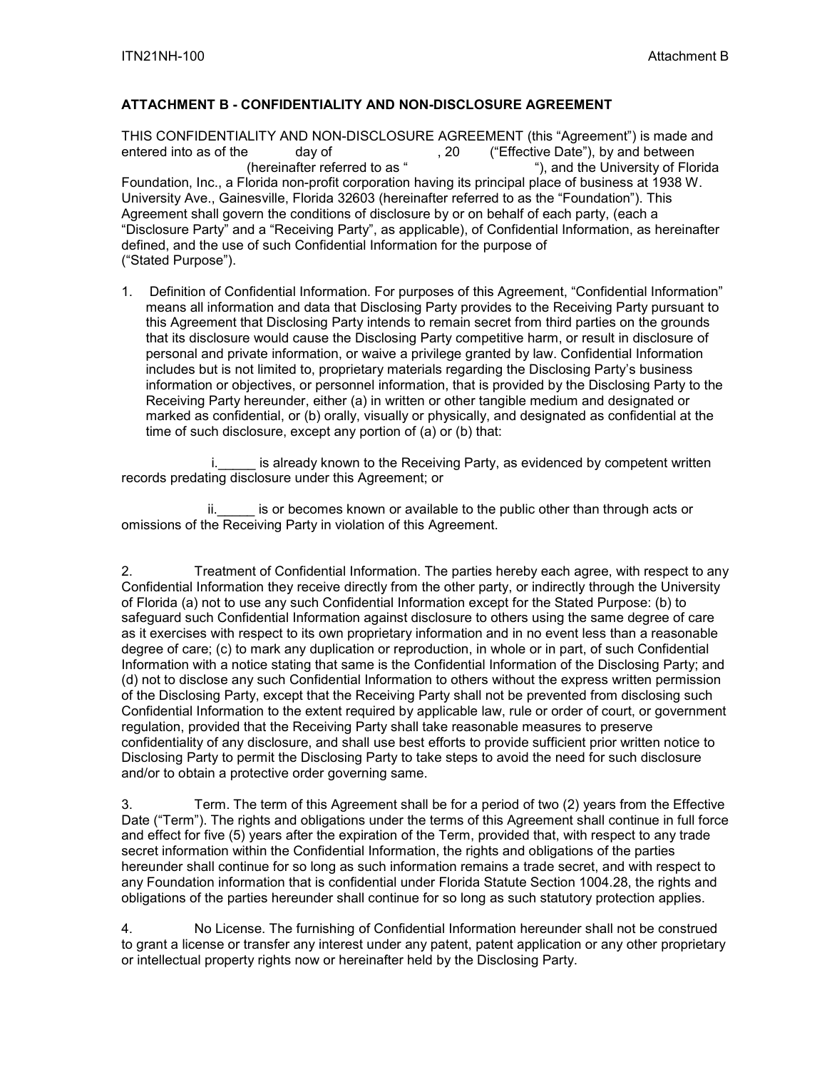## ATTACHMENT B - CONFIDENTIALITY AND NON-DISCLOSURE AGREEMENT

THIS CONFIDENTIALITY AND NON-DISCLOSURE AGREEMENT (this "Agreement") is made and entered into as of the day of , 20 ("Effective Date"), by and between (hereinafter referred to as " "), and the University of Florida Foundation, Inc., a Florida non-profit corporation having its principal place of business at 1938 W. University Ave., Gainesville, Florida 32603 (hereinafter referred to as the "Foundation"). This Agreement shall govern the conditions of disclosure by or on behalf of each party, (each a "Disclosure Party" and a "Receiving Party", as applicable), of Confidential Information, as hereinafter defined, and the use of such Confidential Information for the purpose of ("Stated Purpose").

1. Definition of Confidential Information. For purposes of this Agreement, "Confidential Information" means all information and data that Disclosing Party provides to the Receiving Party pursuant to this Agreement that Disclosing Party intends to remain secret from third parties on the grounds that its disclosure would cause the Disclosing Party competitive harm, or result in disclosure of personal and private information, or waive a privilege granted by law. Confidential Information includes but is not limited to, proprietary materials regarding the Disclosing Party's business information or objectives, or personnel information, that is provided by the Disclosing Party to the Receiving Party hereunder, either (a) in written or other tangible medium and designated or marked as confidential, or (b) orally, visually or physically, and designated as confidential at the time of such disclosure, except any portion of (a) or (b) that:

   i.\_\_\_\_\_ is already known to the Receiving Party, as evidenced by competent written records predating disclosure under this Agreement; or

   ii.\_\_\_\_\_ is or becomes known or available to the public other than through acts or omissions of the Receiving Party in violation of this Agreement.

2. Treatment of Confidential Information. The parties hereby each agree, with respect to any Confidential Information they receive directly from the other party, or indirectly through the University of Florida (a) not to use any such Confidential Information except for the Stated Purpose: (b) to safeguard such Confidential Information against disclosure to others using the same degree of care as it exercises with respect to its own proprietary information and in no event less than a reasonable degree of care; (c) to mark any duplication or reproduction, in whole or in part, of such Confidential Information with a notice stating that same is the Confidential Information of the Disclosing Party; and (d) not to disclose any such Confidential Information to others without the express written permission of the Disclosing Party, except that the Receiving Party shall not be prevented from disclosing such Confidential Information to the extent required by applicable law, rule or order of court, or government regulation, provided that the Receiving Party shall take reasonable measures to preserve confidentiality of any disclosure, and shall use best efforts to provide sufficient prior written notice to Disclosing Party to permit the Disclosing Party to take steps to avoid the need for such disclosure and/or to obtain a protective order governing same.

3. Term. The term of this Agreement shall be for a period of two (2) years from the Effective Date ("Term"). The rights and obligations under the terms of this Agreement shall continue in full force and effect for five (5) years after the expiration of the Term, provided that, with respect to any trade secret information within the Confidential Information, the rights and obligations of the parties hereunder shall continue for so long as such information remains a trade secret, and with respect to any Foundation information that is confidential under Florida Statute Section 1004.28, the rights and obligations of the parties hereunder shall continue for so long as such statutory protection applies.

4. No License. The furnishing of Confidential Information hereunder shall not be construed to grant a license or transfer any interest under any patent, patent application or any other proprietary or intellectual property rights now or hereinafter held by the Disclosing Party.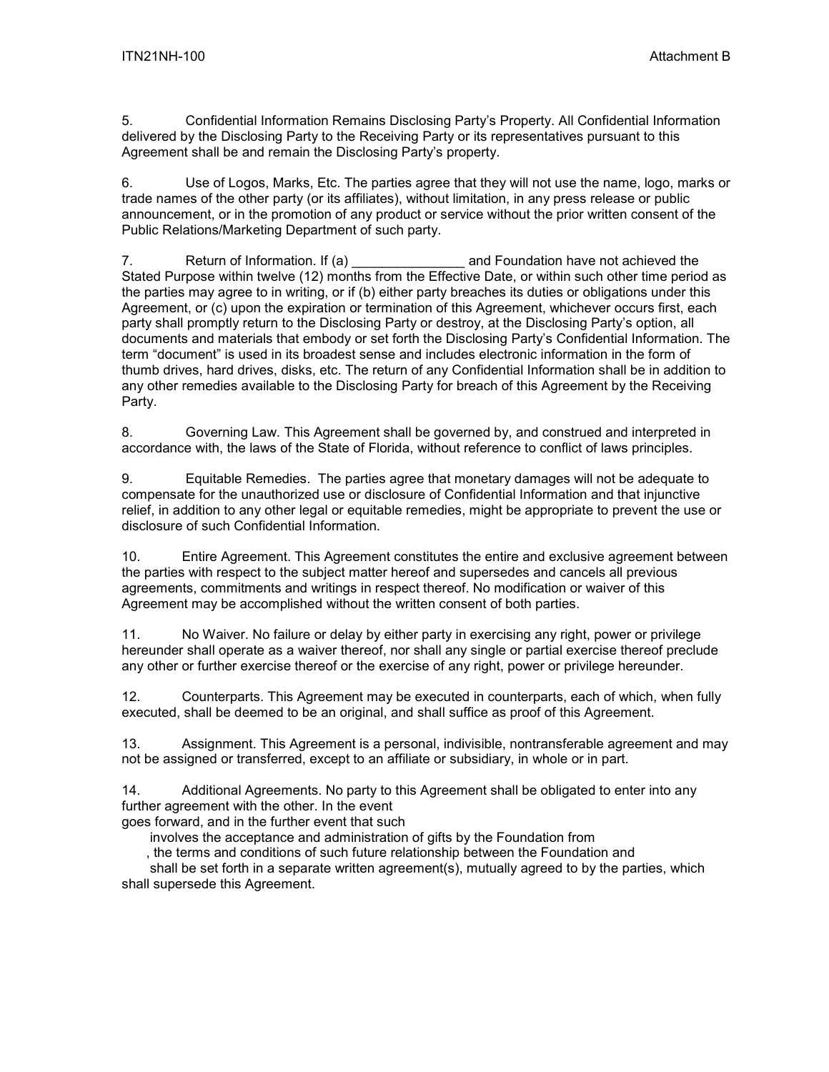5. Confidential Information Remains Disclosing Party's Property. All Confidential Information delivered by the Disclosing Party to the Receiving Party or its representatives pursuant to this Agreement shall be and remain the Disclosing Party's property.

6. Use of Logos, Marks, Etc. The parties agree that they will not use the name, logo, marks or trade names of the other party (or its affiliates), without limitation, in any press release or public announcement, or in the promotion of any product or service without the prior written consent of the Public Relations/Marketing Department of such party.

7. Return of Information. If (a) _______________ and Foundation have not achieved the Stated Purpose within twelve (12) months from the Effective Date, or within such other time period as the parties may agree to in writing, or if (b) either party breaches its duties or obligations under this Agreement, or (c) upon the expiration or termination of this Agreement, whichever occurs first, each party shall promptly return to the Disclosing Party or destroy, at the Disclosing Party's option, all documents and materials that embody or set forth the Disclosing Party's Confidential Information. The term "document" is used in its broadest sense and includes electronic information in the form of thumb drives, hard drives, disks, etc. The return of any Confidential Information shall be in addition to any other remedies available to the Disclosing Party for breach of this Agreement by the Receiving Party.

8. Governing Law. This Agreement shall be governed by, and construed and interpreted in accordance with, the laws of the State of Florida, without reference to conflict of laws principles.

9. Equitable Remedies. The parties agree that monetary damages will not be adequate to compensate for the unauthorized use or disclosure of Confidential Information and that injunctive relief, in addition to any other legal or equitable remedies, might be appropriate to prevent the use or disclosure of such Confidential Information.

10. Entire Agreement. This Agreement constitutes the entire and exclusive agreement between the parties with respect to the subject matter hereof and supersedes and cancels all previous agreements, commitments and writings in respect thereof. No modification or waiver of this Agreement may be accomplished without the written consent of both parties.

11. No Waiver. No failure or delay by either party in exercising any right, power or privilege hereunder shall operate as a waiver thereof, nor shall any single or partial exercise thereof preclude any other or further exercise thereof or the exercise of any right, power or privilege hereunder.

12. Counterparts. This Agreement may be executed in counterparts, each of which, when fully executed, shall be deemed to be an original, and shall suffice as proof of this Agreement.

13. Assignment. This Agreement is a personal, indivisible, nontransferable agreement and may not be assigned or transferred, except to an affiliate or subsidiary, in whole or in part.

14. Additional Agreements. No party to this Agreement shall be obligated to enter into any further agreement with the other. In the event
goes forward, and in the further event that such
involves the acceptance and administration of gifts by the Foundation from
, the terms and conditions of such future relationship between the Foundation and
shall be set forth in a separate written agreement(s), mutually agreed to by the parties, which shall supersede this Agreement.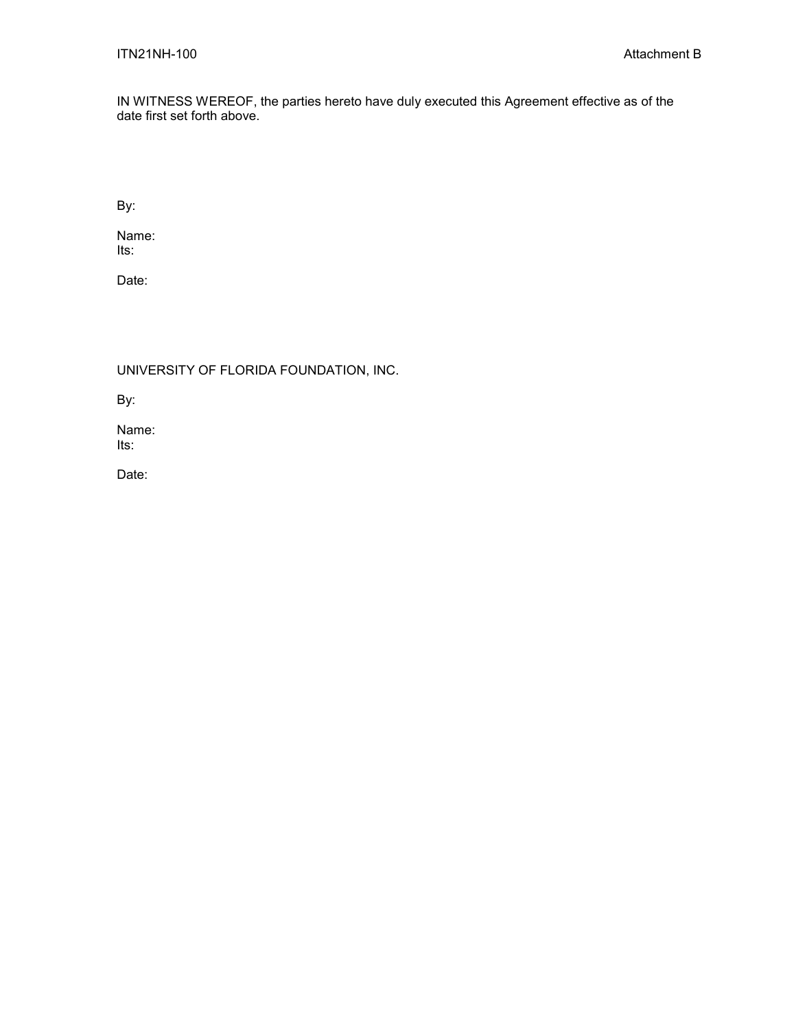IN WITNESS WEREOF, the parties hereto have duly executed this Agreement effective as of the date first set forth above.

By:

Name:
Its:

Date:

UNIVERSITY OF FLORIDA FOUNDATION, INC.

By:

Name:
Its:

Date: